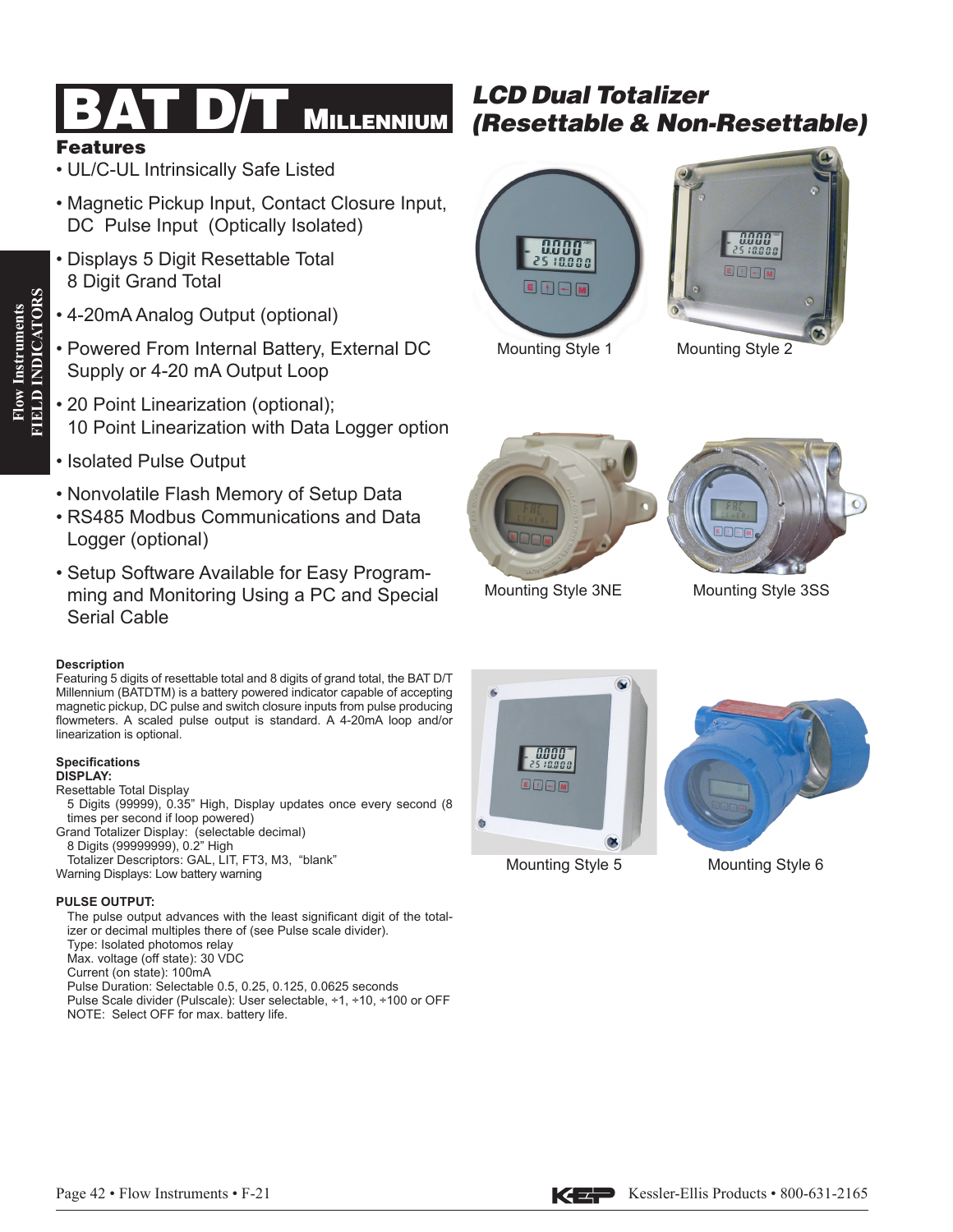# BAT D/T MILLENNIUM

## LCD Dual Totalizer (Resettable & Non-Resettable)

### Features

- UL/C-UL Intrinsically Safe Listed
- Magnetic Pickup Input, Contact Closure Input, DC Pulse Input (Optically Isolated)
- Displays 5 Digit Resettable Total 8 Digit Grand Total
- 4-20mA Analog Output (optional)
- Powered From Internal Battery, External DC Supply or 4-20 mA Output Loop
- 20 Point Linearization (optional); 10 Point Linearization with Data Logger option
- Isolated Pulse Output
- Nonvolatile Flash Memory of Setup Data
- RS485 Modbus Communications and Data Logger (optional)
- Setup Software Available for Easy Programming and Monitoring Using a PC and Special Serial Cable

Mounting Style 1

Mounting Style 2

Mounting Style 3NE

Mounting Style 3SS

Mounting Style 5

Mounting Style 6

**Description**

Featuring 5 digits of resettable total and 8 digits of grand total, the BAT D/T Millennium (BATDTM) is a battery powered indicator capable of accepting magnetic pickup, DC pulse and switch closure inputs from pulse producing flowmeters. A scaled pulse output is standard. A 4-20mA loop and/or linearization is optional.

**Specifications**

**DISPLAY:**

Resettable Total Display
  5 Digits (99999), 0.35" High, Display updates once every second (8 times per second if loop powered)
Grand Totalizer Display: (selectable decimal)
  8 Digits (99999999), 0.2" High
  Totalizer Descriptors: GAL, LIT, FT3, M3, "blank"
Warning Displays: Low battery warning

**PULSE OUTPUT:**

The pulse output advances with the least significant digit of the totalizer or decimal multiples there of (see Pulse scale divider).
Type: Isolated photomos relay
Max. voltage (off state): 30 VDC
Current (on state): 100mA
Pulse Duration: Selectable 0.5, 0.25, 0.125, 0.0625 seconds
Pulse Scale divider (Pulscale): User selectable, ÷1, ÷10, ÷100 or OFF
NOTE: Select OFF for max. battery life.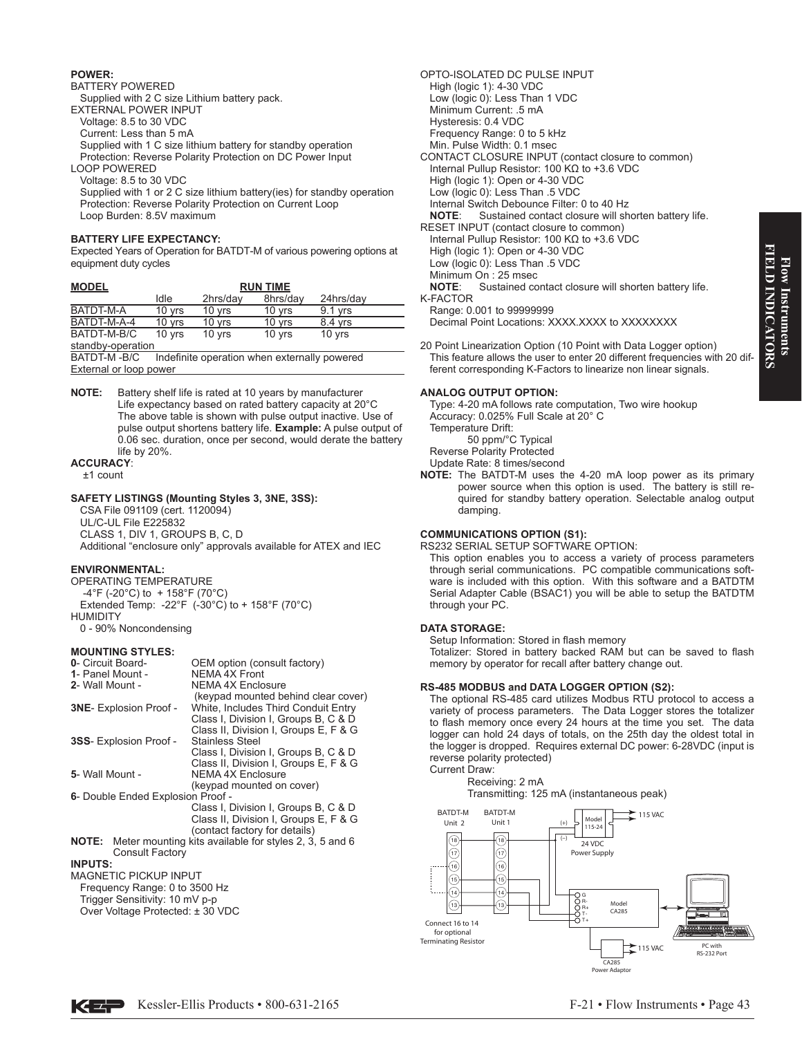**POWER:**

BATTERY POWERED
Supplied with 2 C size Lithium battery pack.
EXTERNAL POWER INPUT
Voltage: 8.5 to 30 VDC
Current: Less than 5 mA
Supplied with 1 C size lithium battery for standby operation
Protection: Reverse Polarity Protection on DC Power Input
LOOP POWERED
Voltage: 8.5 to 30 VDC
Supplied with 1 or 2 C size lithium battery(ies) for standby operation
Protection: Reverse Polarity Protection on Current Loop
Loop Burden: 8.5V maximum

**BATTERY LIFE EXPECTANCY:**

Expected Years of Operation for BATDT-M of various powering options at equipment duty cycles

| MODEL | RUN TIME | | | |
|---|---|---|---|---|
| | Idle | 2hrs/day | 8hrs/day | 24hrs/day |
| BATDT-M-A | 10 yrs | 10 yrs | 10 yrs | 9.1 yrs |
| BATDT-M-A-4 | 10 yrs | 10 yrs | 10 yrs | 8.4 yrs |
| BATDT-M-B/C standby-operation | 10 yrs | 10 yrs | 10 yrs | 10 yrs |
| BATDT-M -B/C External or loop power | Indefinite operation when externally powered | | | |

**NOTE:** Battery shelf life is rated at 10 years by manufacturer
Life expectancy based on rated battery capacity at 20°C
The above table is shown with pulse output inactive. Use of pulse output shortens battery life. **Example:** A pulse output of 0.06 sec. duration, once per second, would derate the battery life by 20%.

**ACCURACY**:
±1 count

**SAFETY LISTINGS (Mounting Styles 3, 3NE, 3SS):**

CSA File 091109 (cert. 1120094)
UL/C-UL File E225832
CLASS 1, DIV 1, GROUPS B, C, D
Additional "enclosure only" approvals available for ATEX and IEC

**ENVIRONMENTAL:**

OPERATING TEMPERATURE
-4°F (-20°C) to + 158°F (70°C)
Extended Temp: -22°F (-30°C) to + 158°F (70°C)
HUMIDITY
0 - 90% Noncondensing

**MOUNTING STYLES:**

**0**- Circuit Board- OEM option (consult factory)
**1**- Panel Mount - NEMA 4X Front
**2**- Wall Mount - NEMA 4X Enclosure (keypad mounted behind clear cover)
**3NE**- Explosion Proof - White, Includes Third Conduit Entry
Class I, Division I, Groups B, C & D
Class II, Division I, Groups E, F & G
**3SS**- Explosion Proof - Stainless Steel
Class I, Division I, Groups B, C & D
Class II, Division I, Groups E, F & G
**5**- Wall Mount - NEMA 4X Enclosure (keypad mounted on cover)
**6**- Double Ended Explosion Proof -
Class I, Division I, Groups B, C & D
Class II, Division I, Groups E, F & G
(contact factory for details)

**NOTE:** Meter mounting kits available for styles 2, 3, 5 and 6 Consult Factory

**INPUTS:**

MAGNETIC PICKUP INPUT
Frequency Range: 0 to 3500 Hz
Trigger Sensitivity: 10 mV p-p
Over Voltage Protected: ± 30 VDC

OPTO-ISOLATED DC PULSE INPUT
High (logic 1): 4-30 VDC
Low (logic 0): Less Than 1 VDC
Minimum Current: .5 mA
Hysteresis: 0.4 VDC
Frequency Range: 0 to 5 kHz
Min. Pulse Width: 0.1 msec
CONTACT CLOSURE INPUT (contact closure to common)
Internal Pullup Resistor: 100 KΩ to +3.6 VDC
High (logic 1): Open or 4-30 VDC
Low (logic 0): Less Than .5 VDC
Internal Switch Debounce Filter: 0 to 40 Hz
**NOTE**: Sustained contact closure will shorten battery life.
RESET INPUT (contact closure to common)
Internal Pullup Resistor: 100 KΩ to +3.6 VDC
High (logic 1): Open or 4-30 VDC
Low (logic 0): Less Than .5 VDC
Minimum On : 25 msec
**NOTE**: Sustained contact closure will shorten battery life.
K-FACTOR
Range: 0.001 to 99999999
Decimal Point Locations: XXXX.XXXX to XXXXXXXX

20 Point Linearization Option (10 Point with Data Logger option)
This feature allows the user to enter 20 different frequencies with 20 different corresponding K-Factors to linearize non linear signals.

**ANALOG OUTPUT OPTION:**

Type: 4-20 mA follows rate computation, Two wire hookup
Accuracy: 0.025% Full Scale at 20° C
Temperature Drift:
50 ppm/°C Typical
Reverse Polarity Protected
Update Rate: 8 times/second

**NOTE:** The BATDT-M uses the 4-20 mA loop power as its primary power source when this option is used. The battery is still required for standby battery operation. Selectable analog output damping.

**COMMUNICATIONS OPTION (S1):**

RS232 SERIAL SETUP SOFTWARE OPTION:
This option enables you to access a variety of process parameters through serial communications. PC compatible communications software is included with this option. With this software and a BATDTM Serial Adapter Cable (BSAC1) you will be able to setup the BATDTM through your PC.

**DATA STORAGE:**

Setup Information: Stored in flash memory
Totalizer: Stored in battery backed RAM but can be saved to flash memory by operator for recall after battery change out.

**RS-485 MODBUS and DATA LOGGER OPTION (S2):**

The optional RS-485 card utilizes Modbus RTU protocol to access a variety of process parameters. The Data Logger stores the totalizer to flash memory once every 24 hours at the time you set. The data logger can hold 24 days of totals, on the 25th day the oldest total in the logger is dropped. Requires external DC power: 6-28VDC (input is reverse polarity protected)
Current Draw:
Receiving: 2 mA
Transmitting: 125 mA (instantaneous peak)

BATDT-M Unit 2 | BATDT-M Unit 1 | Model 115-24 24 VDC Power Supply | 115 VAC | Model CA285 | PC with RS-232 Port | CA285 Power Adaptor | Connect 16 to 14 for optional Terminating Resistor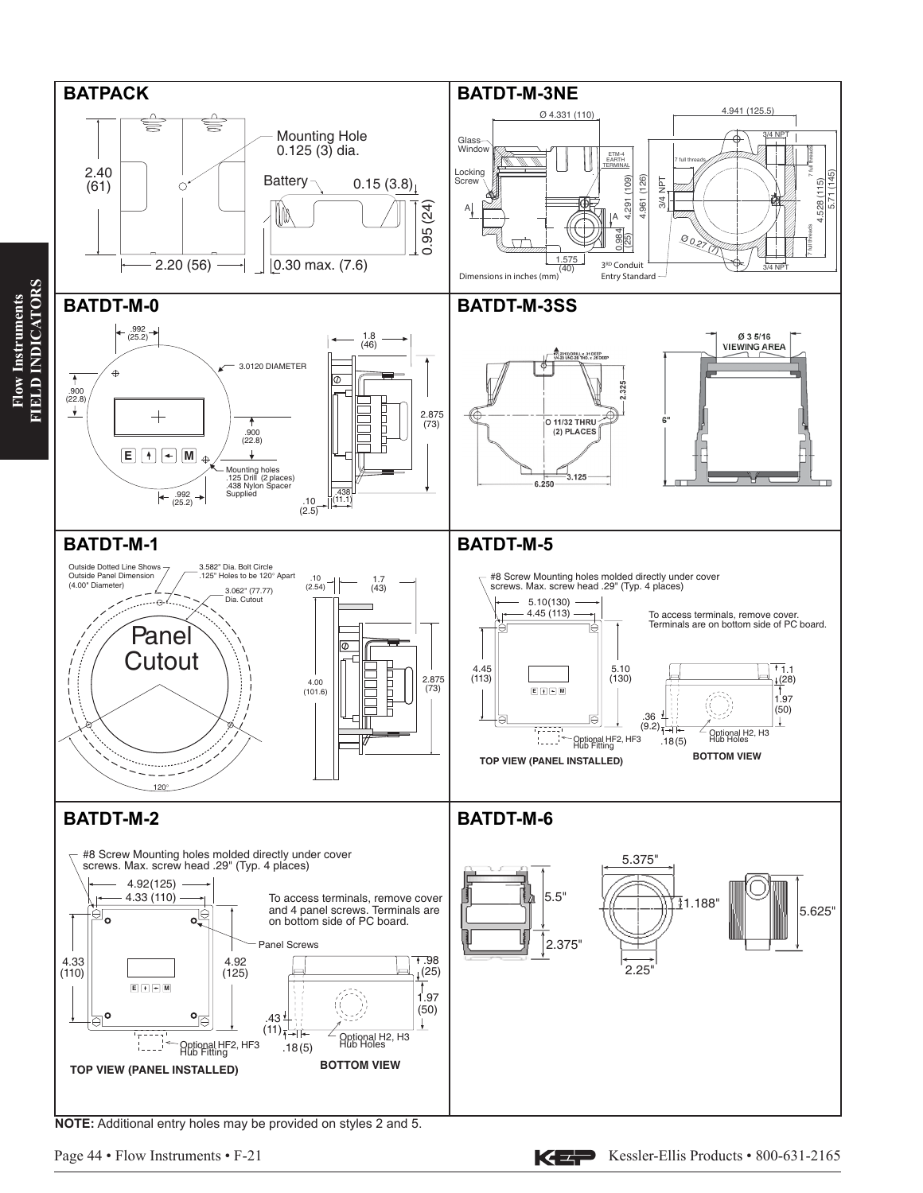## BATPACK

Mounting Hole 0.125 (3) dia.

Battery

2.40 (61)

2.20 (56)

0.15 (3.8)

0.95 (24)

0.30 max. (7.6)

## BATDT-M-3NE

Ø 4.331 (110)

4.941 (125.5)

Glass Window

Locking Screw

ETM-4 EARTH TERMINAL

A

A

4.291 (109)

4.961 (126)

0.984 (25)

1.575 (40)

3/4 NPT

7 full threads

4.528 (115)

5.71 (145)

Ø 0.27 (7)

3RD Conduit Entry Standard

Dimensions in inches (mm)

## BATDT-M-0

.992 (25.2)

1.8 (46)

3.0120 DIAMETER

.900 (22.8)

.900 (22.8)

2.875 (73)

E M

Mounting holes .125 Drill (2 places) .438 Nylon Spacer Supplied

.992 (25.2)

.10 (2.5)

.438 (11.1)

## BATDT-M-3SS

Ø 3 5/16 VIEWING AREA

2.325

11/32 THRU (2) PLACES

6"

6.250

3.125

## BATDT-M-1

Outside Dotted Line Shows Outside Panel Dimension (4.00" Diameter)

3.582" Dia. Bolt Circle .125" Holes to be 120° Apart

3.062" (77.77) Dia. Cutout

.10 (2.54)

1.7 (43)

Panel Cutout

4.00 (101.6)

2.875 (73)

120°

## BATDT-M-5

#8 Screw Mounting holes molded directly under cover screws. Max. screw head .29" (Typ. 4 places)

5.10(130)

4.45 (113)

To access terminals, remove cover. Terminals are on bottom side of PC board.

4.45 (113)

5.10 (130)

1.1 (28)

1.97 (50)

.36 (9.2)

.18 (5)

Optional HF2, HF3 Hub Fitting

Optional H2, H3 Hub Holes

**TOP VIEW (PANEL INSTALLED)**

**BOTTOM VIEW**

## BATDT-M-2

#8 Screw Mounting holes molded directly under cover screws. Max. screw head .29" (Typ. 4 places)

4.92(125)

4.33 (110)

To access terminals, remove cover and 4 panel screws. Terminals are on bottom side of PC board.

Panel Screws

4.33 (110)

4.92 (125)

.98 (25)

1.97 (50)

.43 (11)

.18 (5)

Optional HF2, HF3 Hub Fitting

Optional H2, H3 Hub Holes

**TOP VIEW (PANEL INSTALLED)**

**BOTTOM VIEW**

## BATDT-M-6

5.375"

5.5"

1.188"

5.625"

2.375"

2.25"

**NOTE:** Additional entry holes may be provided on styles 2 and 5.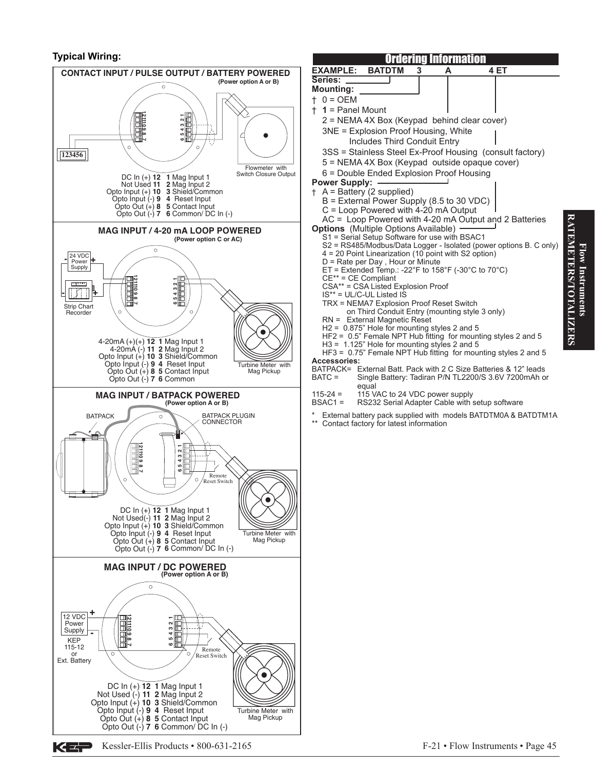## Typical Wiring:

### CONTACT INPUT / PULSE OUTPUT / BATTERY POWERED
(Power option A or B)

123456

Flowmeter with Switch Closure Output

DC In (+) **12** **1** Mag Input 1
Not Used **11** **2** Mag Input 2
Opto Input (+) **10** **3** Shield/Common
Opto Input (-) **9** **4** Reset Input
Opto Out (+) **8** **5** Contact Input
Opto Out (-) **7** **6** Common/ DC In (-)

### MAG INPUT / 4-20 mA LOOP POWERED
(Power option C or AC)

24 VDC Power Supply

Strip Chart Recorder

Turbine Meter with Mag Pickup

4-20mA (+)(+) **12** **1** Mag Input 1
4-20mA (-) **11** **2** Mag Input 2
Opto Input (+) **10** **3** Shield/Common
Opto Input (-) **9** **4** Reset Input
Opto Out (+) **8** **5** Contact Input
Opto Out (-) **7** **6** Common

### MAG INPUT / BATPACK POWERED
(Power option A or B)

BATPACK

BATPACK PLUGIN CONNECTOR

Remote Reset Switch

Turbine Meter with Mag Pickup

DC In (+) **12** **1** Mag Input 1
Not Used(-) **11** **2** Mag Input 2
Opto Input (+) **10** **3** Shield/Common
Opto Input (-) **9** **4** Reset Input
Opto Out (+) **8** **5** Contact Input
Opto Out (-) **7** **6** Common/ DC In (-)

### MAG INPUT / DC POWERED
(Power option A or B)

12 VDC Power Supply

KEP 115-12 or Ext. Battery

Remote Reset Switch

Turbine Meter with Mag Pickup

DC In (+) **12** **1** Mag Input 1
Not Used (-) **11** **2** Mag Input 2
Opto Input (+) **10** **3** Shield/Common
Opto Input (-) **9** **4** Reset Input
Opto Out (+) **8** **5** Contact Input
Opto Out (-) **7** **6** Common/ DC In (-)

## Ordering Information

**EXAMPLE: BATDTM 3 A 4 ET**

**Series:**

**Mounting:**

- † 0 = OEM
- † **1** = Panel Mount
- 2 = NEMA 4X Box (Keypad behind clear cover)
- 3NE = Explosion Proof Housing, White Includes Third Conduit Entry
- 3SS = Stainless Steel Ex-Proof Housing (consult factory)
- 5 = NEMA 4X Box (Keypad outside opaque cover)
- 6 = Double Ended Explosion Proof Housing

**Power Supply:**

- † A = Battery (2 supplied)
- B = External Power Supply (8.5 to 30 VDC)
- C = Loop Powered with 4-20 mA Output
- AC = Loop Powered with 4-20 mA Output and 2 Batteries

**Options** (Multiple Options Available)

- S1 = Serial Setup Software for use with BSAC1
- S2 = RS485/Modbus/Data Logger - Isolated (power options B. C only)
- 4 = 20 Point Linearization (10 point with S2 option)
- D = Rate per Day , Hour or Minute
- ET = Extended Temp.: -22°F to 158°F (-30°C to 70°C)
- CE** = CE Compliant
- CSA** = CSA Listed Explosion Proof
- IS** = UL/C-UL Listed IS
- TRX = NEMA7 Explosion Proof Reset Switch on Third Conduit Entry (mounting style 3 only)
- RN = External Magnetic Reset
- H2 = 0.875" Hole for mounting styles 2 and 5
- HF2 = 0.5" Female NPT Hub fitting for mounting styles 2 and 5
- H3 = 1.125" Hole for mounting styles 2 and 5
- HF3 = 0.75" Female NPT Hub fitting for mounting styles 2 and 5

**Accessories:**

- BATPACK= External Batt. Pack with 2 C Size Batteries & 12" leads
- BATC = Single Battery: Tadiran P/N TL2200/S 3.6V 7200mAh or equal
- 115-24 = 115 VAC to 24 VDC power supply
- BSAC1 = RS232 Serial Adapter Cable with setup software

\* External battery pack supplied with models BATDTM0A & BATDTM1A
** Contact factory for latest information

Flow Instruments RATEMETERS/TOTALIZERS